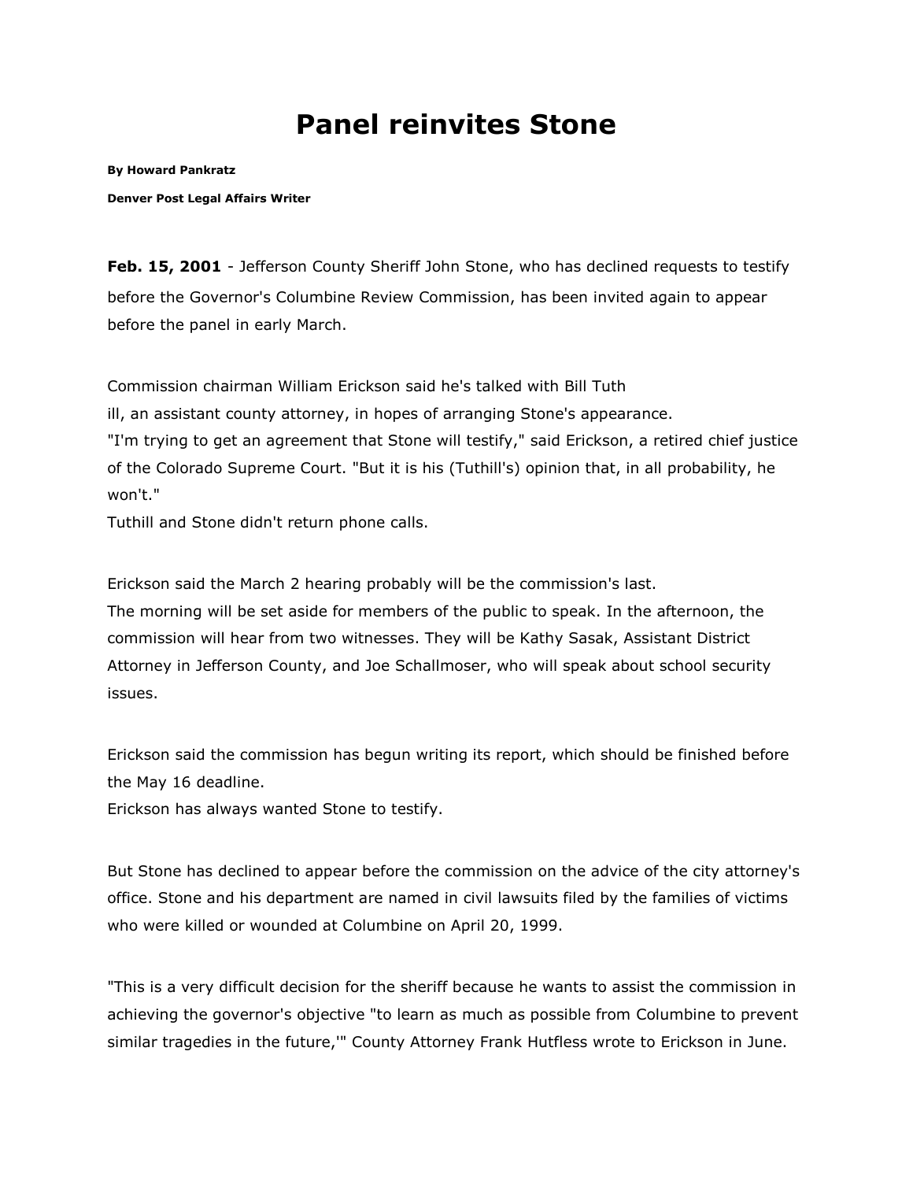# Panel reinvites Stone

**By Howard Pankratz**

**Denver Post Legal Affairs Writer**

**Feb. 15, 2001** - Jefferson County Sheriff John Stone, who has declined requests to testify before the Governor's Columbine Review Commission, has been invited again to appear before the panel in early March.

Commission chairman William Erickson said he's talked with Bill Tuth
ill, an assistant county attorney, in hopes of arranging Stone's appearance.
"I'm trying to get an agreement that Stone will testify," said Erickson, a retired chief justice of the Colorado Supreme Court. "But it is his (Tuthill's) opinion that, in all probability, he won't."
Tuthill and Stone didn't return phone calls.

Erickson said the March 2 hearing probably will be the commission's last.
The morning will be set aside for members of the public to speak. In the afternoon, the commission will hear from two witnesses. They will be Kathy Sasak, Assistant District Attorney in Jefferson County, and Joe Schallmoser, who will speak about school security issues.

Erickson said the commission has begun writing its report, which should be finished before the May 16 deadline.
Erickson has always wanted Stone to testify.

But Stone has declined to appear before the commission on the advice of the city attorney's office. Stone and his department are named in civil lawsuits filed by the families of victims who were killed or wounded at Columbine on April 20, 1999.

"This is a very difficult decision for the sheriff because he wants to assist the commission in achieving the governor's objective "to learn as much as possible from Columbine to prevent similar tragedies in the future,'" County Attorney Frank Hutfless wrote to Erickson in June.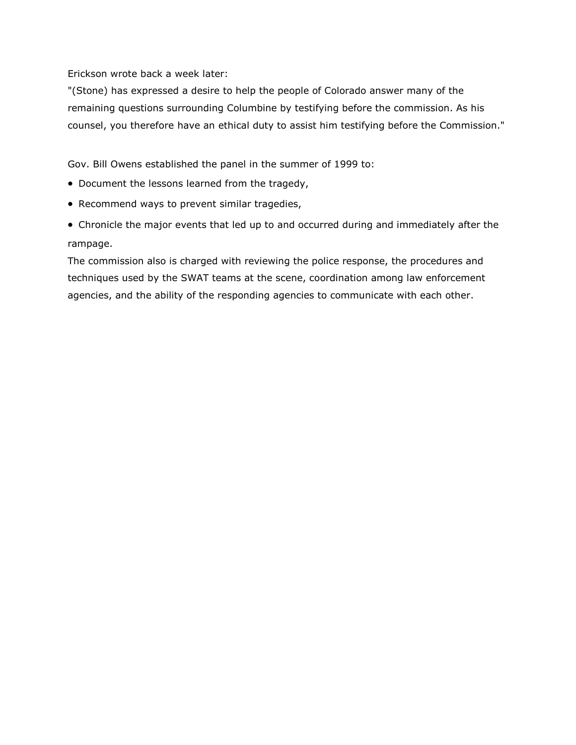Erickson wrote back a week later:

"(Stone) has expressed a desire to help the people of Colorado answer many of the remaining questions surrounding Columbine by testifying before the commission. As his counsel, you therefore have an ethical duty to assist him testifying before the Commission."

Gov. Bill Owens established the panel in the summer of 1999 to:

- Document the lessons learned from the tragedy,
- Recommend ways to prevent similar tragedies,
- Chronicle the major events that led up to and occurred during and immediately after the rampage.

The commission also is charged with reviewing the police response, the procedures and techniques used by the SWAT teams at the scene, coordination among law enforcement agencies, and the ability of the responding agencies to communicate with each other.